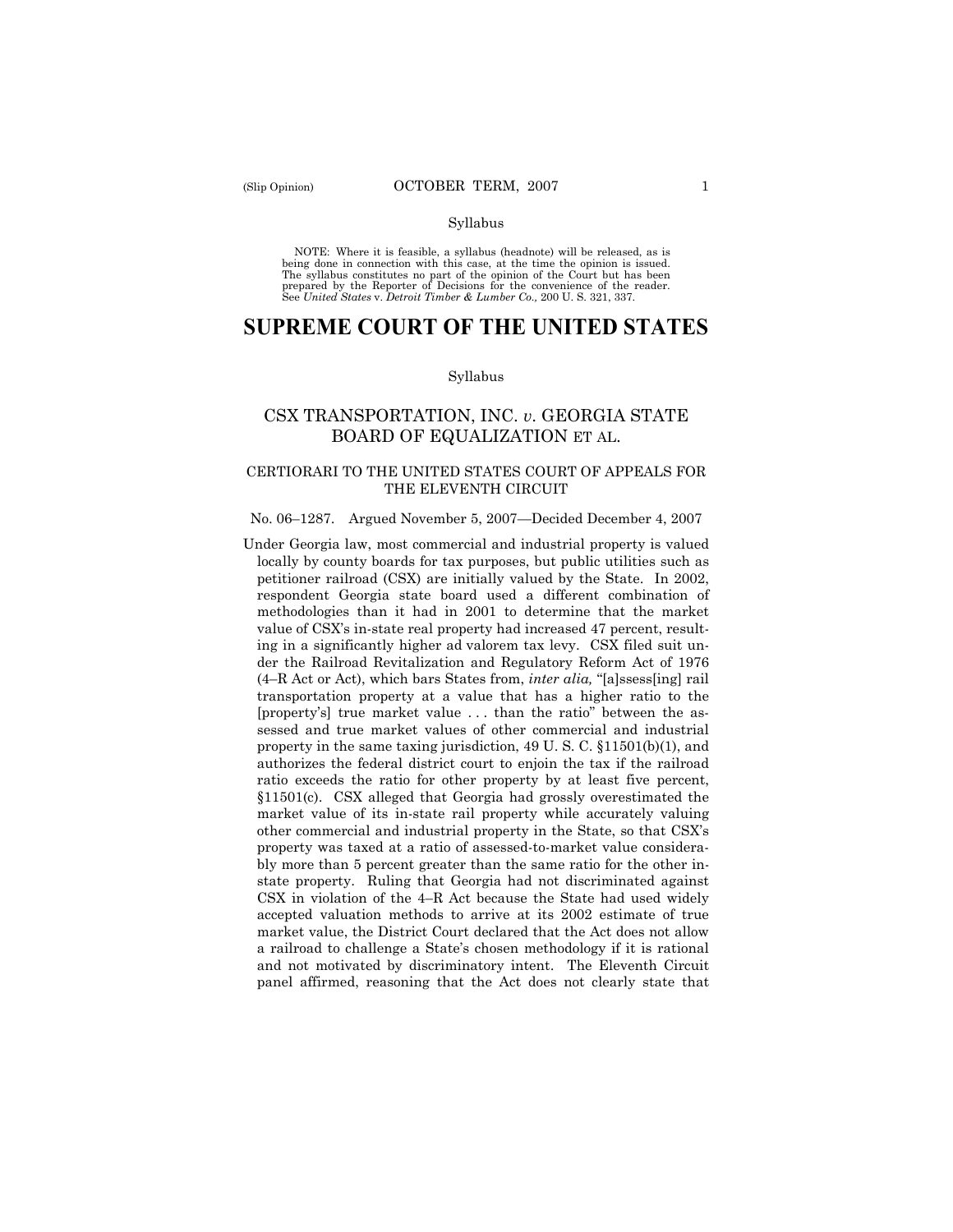Syllabus

NOTE: Where it is feasible, a syllabus (headnote) will be released, as is being done in connection with this case, at the time the opinion is issued. The syllabus constitutes no part of the opinion of the Court but has been prepared by the Reporter of Decisions for the convenience of the reader. See *United States* v. *Detroit Timber & Lumber Co.,* 200 U. S. 321, 337.

# SUPREME COURT OF THE UNITED STATES

Syllabus

## CSX TRANSPORTATION, INC. *v*. GEORGIA STATE BOARD OF EQUALIZATION ET AL.

### CERTIORARI TO THE UNITED STATES COURT OF APPEALS FOR THE ELEVENTH CIRCUIT

No. 06–1287. Argued November 5, 2007—Decided December 4, 2007

Under Georgia law, most commercial and industrial property is valued locally by county boards for tax purposes, but public utilities such as petitioner railroad (CSX) are initially valued by the State. In 2002, respondent Georgia state board used a different combination of methodologies than it had in 2001 to determine that the market value of CSX's in-state real property had increased 47 percent, resulting in a significantly higher ad valorem tax levy. CSX filed suit under the Railroad Revitalization and Regulatory Reform Act of 1976 (4–R Act or Act), which bars States from, *inter alia,* "[a]ssess[ing] rail transportation property at a value that has a higher ratio to the [property's] true market value . . . than the ratio" between the assessed and true market values of other commercial and industrial property in the same taxing jurisdiction, 49 U. S. C. §11501(b)(1), and authorizes the federal district court to enjoin the tax if the railroad ratio exceeds the ratio for other property by at least five percent, §11501(c). CSX alleged that Georgia had grossly overestimated the market value of its in-state rail property while accurately valuing other commercial and industrial property in the State, so that CSX's property was taxed at a ratio of assessed-to-market value considerably more than 5 percent greater than the same ratio for the other in-state property. Ruling that Georgia had not discriminated against CSX in violation of the 4–R Act because the State had used widely accepted valuation methods to arrive at its 2002 estimate of true market value, the District Court declared that the Act does not allow a railroad to challenge a State's chosen methodology if it is rational and not motivated by discriminatory intent. The Eleventh Circuit panel affirmed, reasoning that the Act does not clearly state that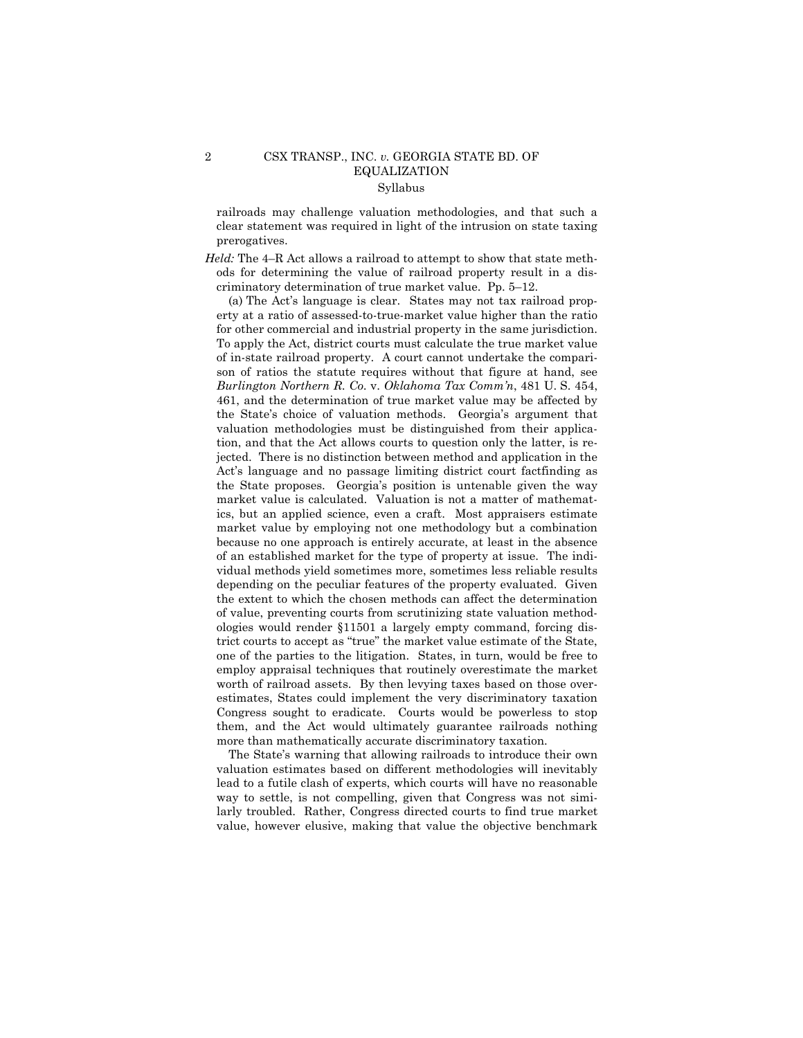railroads may challenge valuation methodologies, and that such a clear statement was required in light of the intrusion on state taxing prerogatives.

*Held:* The 4–R Act allows a railroad to attempt to show that state methods for determining the value of railroad property result in a discriminatory determination of true market value. Pp. 5–12.

(a) The Act's language is clear. States may not tax railroad property at a ratio of assessed-to-true-market value higher than the ratio for other commercial and industrial property in the same jurisdiction. To apply the Act, district courts must calculate the true market value of in-state railroad property. A court cannot undertake the comparison of ratios the statute requires without that figure at hand, see *Burlington Northern R. Co.* v. *Oklahoma Tax Comm'n*, 481 U. S. 454, 461, and the determination of true market value may be affected by the State's choice of valuation methods. Georgia's argument that valuation methodologies must be distinguished from their application, and that the Act allows courts to question only the latter, is rejected. There is no distinction between method and application in the Act's language and no passage limiting district court factfinding as the State proposes. Georgia's position is untenable given the way market value is calculated. Valuation is not a matter of mathematics, but an applied science, even a craft. Most appraisers estimate market value by employing not one methodology but a combination because no one approach is entirely accurate, at least in the absence of an established market for the type of property at issue. The individual methods yield sometimes more, sometimes less reliable results depending on the peculiar features of the property evaluated. Given the extent to which the chosen methods can affect the determination of value, preventing courts from scrutinizing state valuation methodologies would render §11501 a largely empty command, forcing district courts to accept as "true" the market value estimate of the State, one of the parties to the litigation. States, in turn, would be free to employ appraisal techniques that routinely overestimate the market worth of railroad assets. By then levying taxes based on those overestimates, States could implement the very discriminatory taxation Congress sought to eradicate. Courts would be powerless to stop them, and the Act would ultimately guarantee railroads nothing more than mathematically accurate discriminatory taxation.

The State's warning that allowing railroads to introduce their own valuation estimates based on different methodologies will inevitably lead to a futile clash of experts, which courts will have no reasonable way to settle, is not compelling, given that Congress was not similarly troubled. Rather, Congress directed courts to find true market value, however elusive, making that value the objective benchmark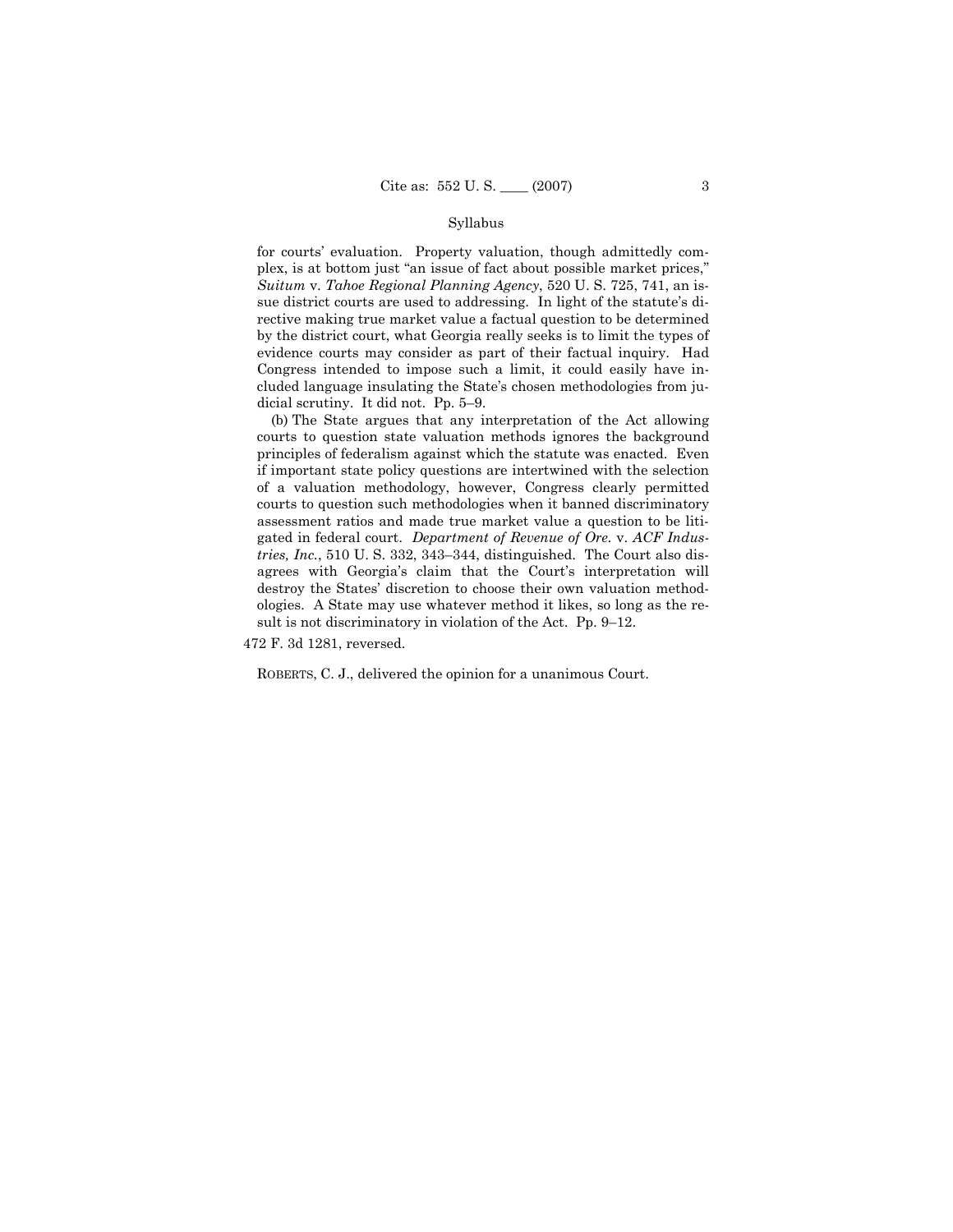for courts' evaluation. Property valuation, though admittedly complex, is at bottom just "an issue of fact about possible market prices," *Suitum* v. *Tahoe Regional Planning Agency*, 520 U. S. 725, 741, an issue district courts are used to addressing. In light of the statute's directive making true market value a factual question to be determined by the district court, what Georgia really seeks is to limit the types of evidence courts may consider as part of their factual inquiry. Had Congress intended to impose such a limit, it could easily have included language insulating the State's chosen methodologies from judicial scrutiny. It did not. Pp. 5–9.

(b) The State argues that any interpretation of the Act allowing courts to question state valuation methods ignores the background principles of federalism against which the statute was enacted. Even if important state policy questions are intertwined with the selection of a valuation methodology, however, Congress clearly permitted courts to question such methodologies when it banned discriminatory assessment ratios and made true market value a question to be litigated in federal court. *Department of Revenue of Ore.* v. *ACF Industries, Inc.*, 510 U. S. 332, 343–344, distinguished. The Court also disagrees with Georgia's claim that the Court's interpretation will destroy the States' discretion to choose their own valuation methodologies. A State may use whatever method it likes, so long as the result is not discriminatory in violation of the Act. Pp. 9–12.

472 F. 3d 1281, reversed.

ROBERTS, C. J., delivered the opinion for a unanimous Court.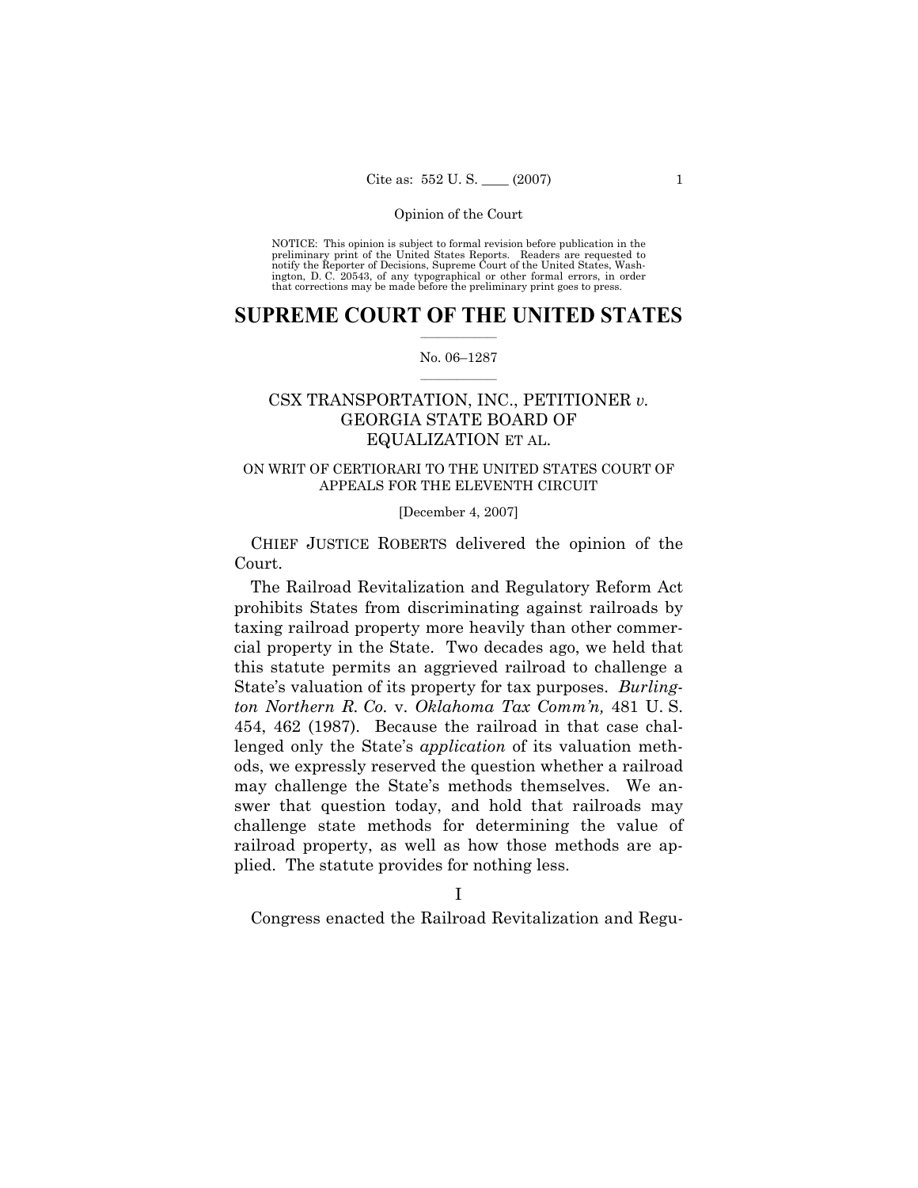Opinion of the Court

NOTICE: This opinion is subject to formal revision before publication in the preliminary print of the United States Reports. Readers are requested to notify the Reporter of Decisions, Supreme Court of the United States, Washington, D. C. 20543, of any typographical or other formal errors, in order that corrections may be made before the preliminary print goes to press.

# SUPREME COURT OF THE UNITED STATES

No. 06–1287

## CSX TRANSPORTATION, INC., PETITIONER *v.* GEORGIA STATE BOARD OF EQUALIZATION ET AL.

ON WRIT OF CERTIORARI TO THE UNITED STATES COURT OF APPEALS FOR THE ELEVENTH CIRCUIT

[December 4, 2007]

CHIEF JUSTICE ROBERTS delivered the opinion of the Court.

The Railroad Revitalization and Regulatory Reform Act prohibits States from discriminating against railroads by taxing railroad property more heavily than other commercial property in the State. Two decades ago, we held that this statute permits an aggrieved railroad to challenge a State's valuation of its property for tax purposes. *Burlington Northern R. Co.* v. *Oklahoma Tax Comm'n,* 481 U. S. 454, 462 (1987). Because the railroad in that case challenged only the State's *application* of its valuation methods, we expressly reserved the question whether a railroad may challenge the State's methods themselves. We answer that question today, and hold that railroads may challenge state methods for determining the value of railroad property, as well as how those methods are applied. The statute provides for nothing less.

I

Congress enacted the Railroad Revitalization and Regu-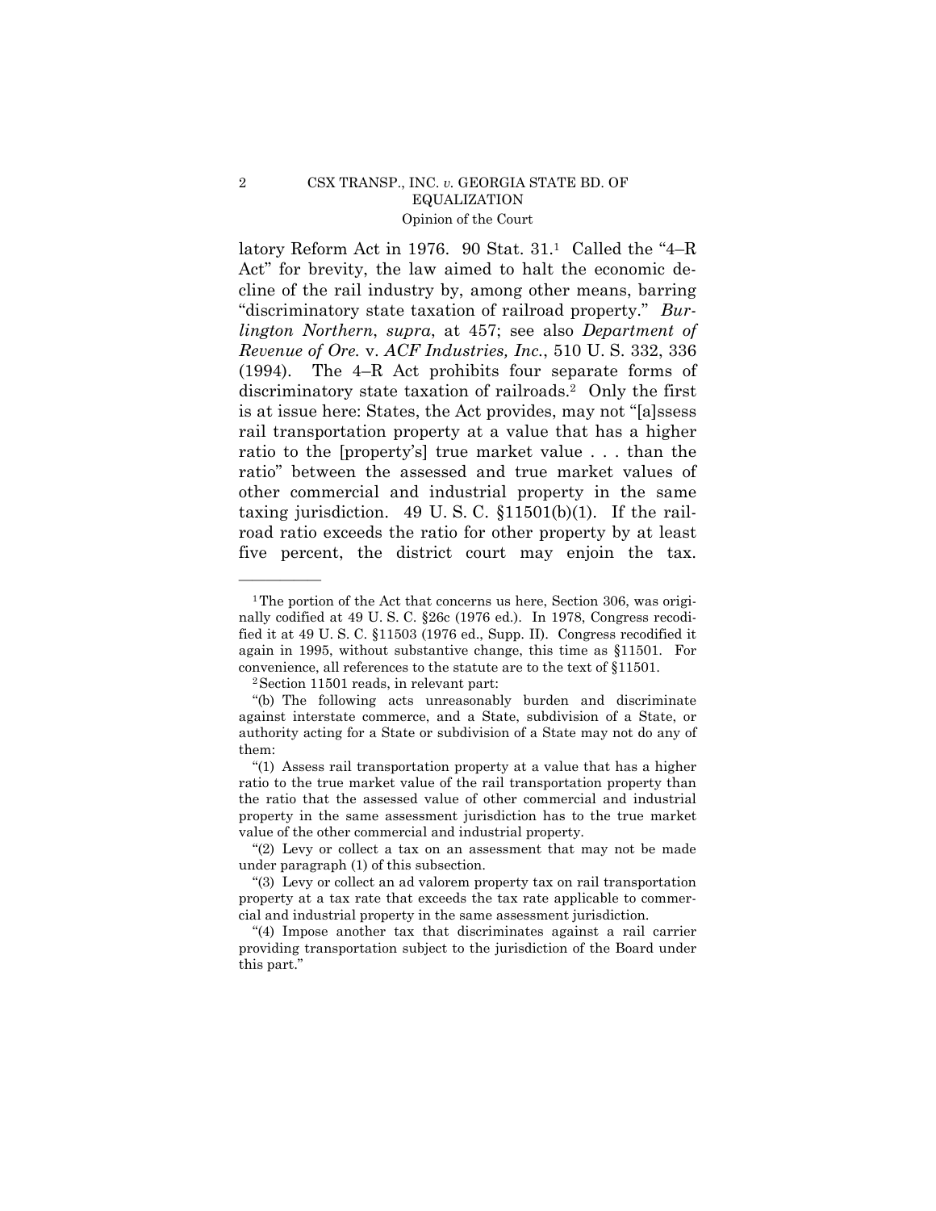latory Reform Act in 1976. 90 Stat. 31.[1] Called the "4–R Act" for brevity, the law aimed to halt the economic decline of the rail industry by, among other means, barring "discriminatory state taxation of railroad property." *Burlington Northern*, *supra*, at 457; see also *Department of Revenue of Ore.* v. *ACF Industries, Inc.*, 510 U. S. 332, 336 (1994). The 4–R Act prohibits four separate forms of discriminatory state taxation of railroads.[2] Only the first is at issue here: States, the Act provides, may not "[a]ssess rail transportation property at a value that has a higher ratio to the [property's] true market value . . . than the ratio" between the assessed and true market values of other commercial and industrial property in the same taxing jurisdiction. 49 U. S. C. §11501(b)(1). If the railroad ratio exceeds the ratio for other property by at least five percent, the district court may enjoin the tax.

---

[1] The portion of the Act that concerns us here, Section 306, was originally codified at 49 U. S. C. §26c (1976 ed.). In 1978, Congress recodified it at 49 U. S. C. §11503 (1976 ed., Supp. II). Congress recodified it again in 1995, without substantive change, this time as §11501. For convenience, all references to the statute are to the text of §11501.

[2] Section 11501 reads, in relevant part:

"(b) The following acts unreasonably burden and discriminate against interstate commerce, and a State, subdivision of a State, or authority acting for a State or subdivision of a State may not do any of them:

"(1) Assess rail transportation property at a value that has a higher ratio to the true market value of the rail transportation property than the ratio that the assessed value of other commercial and industrial property in the same assessment jurisdiction has to the true market value of the other commercial and industrial property.

"(2) Levy or collect a tax on an assessment that may not be made under paragraph (1) of this subsection.

"(3) Levy or collect an ad valorem property tax on rail transportation property at a tax rate that exceeds the tax rate applicable to commercial and industrial property in the same assessment jurisdiction.

"(4) Impose another tax that discriminates against a rail carrier providing transportation subject to the jurisdiction of the Board under this part."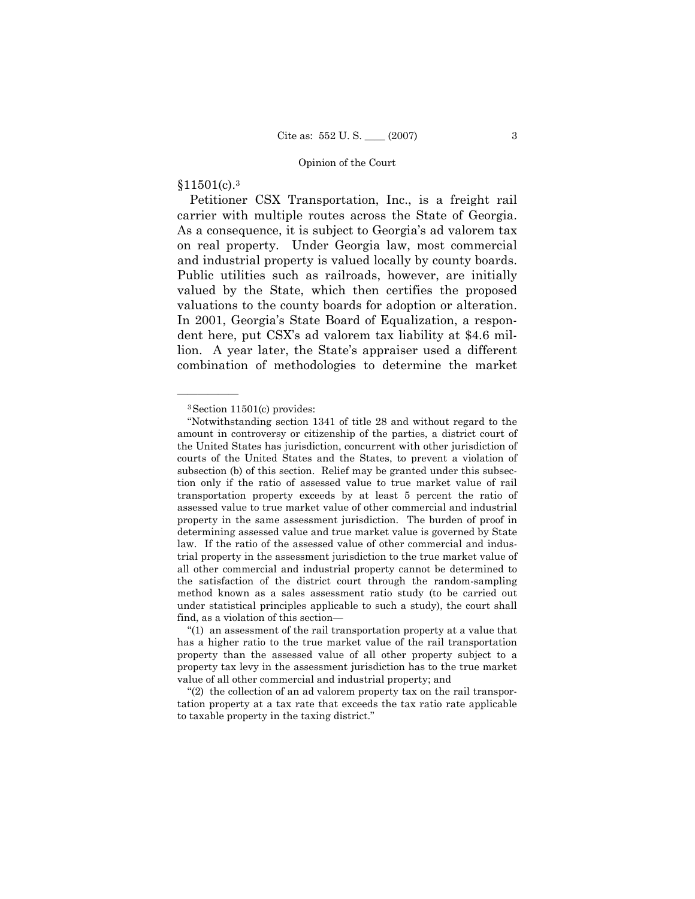§11501(c).[3]

Petitioner CSX Transportation, Inc., is a freight rail carrier with multiple routes across the State of Georgia. As a consequence, it is subject to Georgia's ad valorem tax on real property. Under Georgia law, most commercial and industrial property is valued locally by county boards. Public utilities such as railroads, however, are initially valued by the State, which then certifies the proposed valuations to the county boards for adoption or alteration. In 2001, Georgia's State Board of Equalization, a respondent here, put CSX's ad valorem tax liability at $4.6 million. A year later, the State's appraiser used a different combination of methodologies to determine the market

---

[3] Section 11501(c) provides:

"Notwithstanding section 1341 of title 28 and without regard to the amount in controversy or citizenship of the parties, a district court of the United States has jurisdiction, concurrent with other jurisdiction of courts of the United States and the States, to prevent a violation of subsection (b) of this section. Relief may be granted under this subsection only if the ratio of assessed value to true market value of rail transportation property exceeds by at least 5 percent the ratio of assessed value to true market value of other commercial and industrial property in the same assessment jurisdiction. The burden of proof in determining assessed value and true market value is governed by State law. If the ratio of the assessed value of other commercial and industrial property in the assessment jurisdiction to the true market value of all other commercial and industrial property cannot be determined to the satisfaction of the district court through the random-sampling method known as a sales assessment ratio study (to be carried out under statistical principles applicable to such a study), the court shall find, as a violation of this section—

"(1) an assessment of the rail transportation property at a value that has a higher ratio to the true market value of the rail transportation property than the assessed value of all other property subject to a property tax levy in the assessment jurisdiction has to the true market value of all other commercial and industrial property; and

"(2) the collection of an ad valorem property tax on the rail transportation property at a tax rate that exceeds the tax ratio rate applicable to taxable property in the taxing district."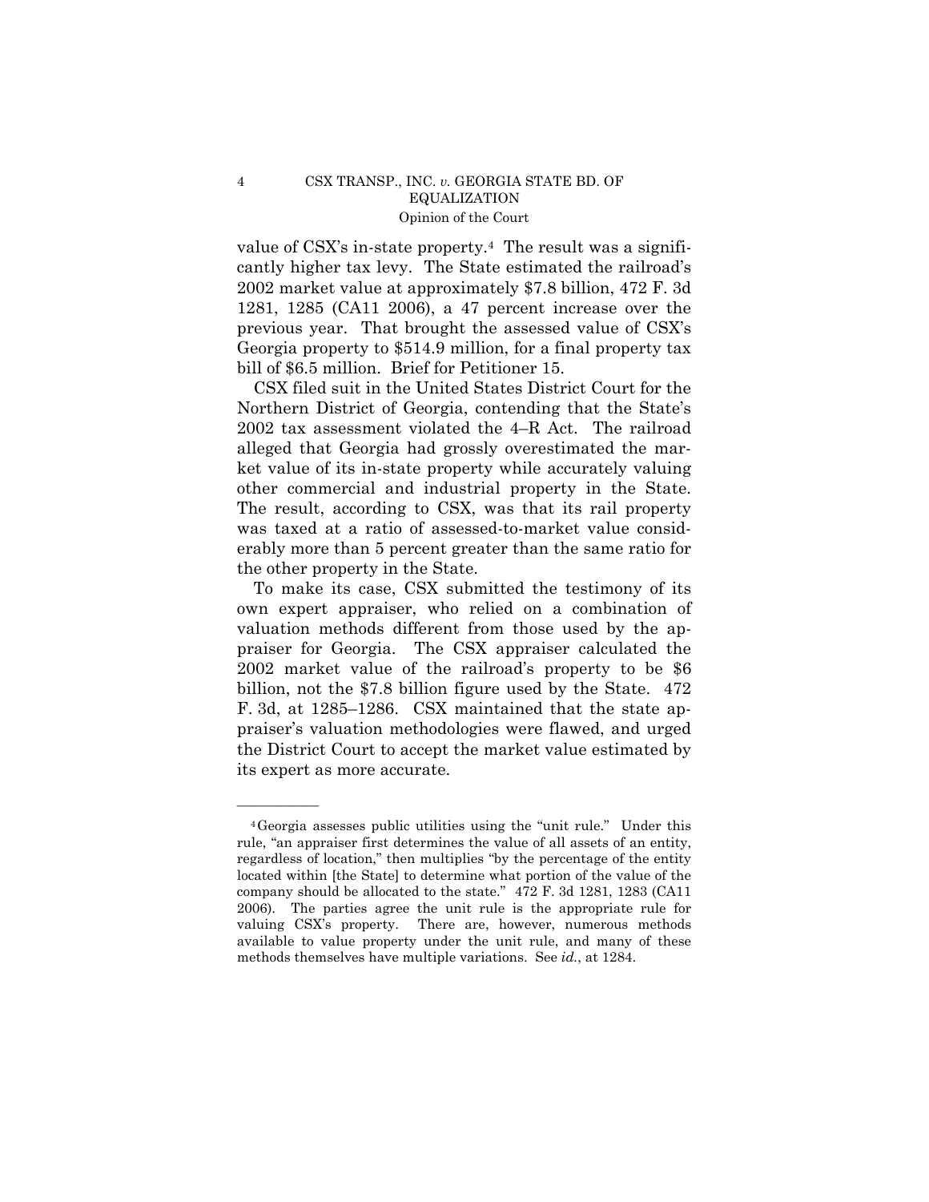value of CSX's in-state property.[4] The result was a significantly higher tax levy. The State estimated the railroad's 2002 market value at approximately $7.8 billion, 472 F. 3d 1281, 1285 (CA11 2006), a 47 percent increase over the previous year. That brought the assessed value of CSX's Georgia property to $514.9 million, for a final property tax bill of $6.5 million. Brief for Petitioner 15.

CSX filed suit in the United States District Court for the Northern District of Georgia, contending that the State's 2002 tax assessment violated the 4–R Act. The railroad alleged that Georgia had grossly overestimated the market value of its in-state property while accurately valuing other commercial and industrial property in the State. The result, according to CSX, was that its rail property was taxed at a ratio of assessed-to-market value considerably more than 5 percent greater than the same ratio for the other property in the State.

To make its case, CSX submitted the testimony of its own expert appraiser, who relied on a combination of valuation methods different from those used by the appraiser for Georgia. The CSX appraiser calculated the 2002 market value of the railroad's property to be $6 billion, not the $7.8 billion figure used by the State. 472 F. 3d, at 1285–1286. CSX maintained that the state appraiser's valuation methodologies were flawed, and urged the District Court to accept the market value estimated by its expert as more accurate.

---

[4] Georgia assesses public utilities using the "unit rule." Under this rule, "an appraiser first determines the value of all assets of an entity, regardless of location," then multiplies "by the percentage of the entity located within [the State] to determine what portion of the value of the company should be allocated to the state." 472 F. 3d 1281, 1283 (CA11 2006). The parties agree the unit rule is the appropriate rule for valuing CSX's property. There are, however, numerous methods available to value property under the unit rule, and many of these methods themselves have multiple variations. See *id.*, at 1284.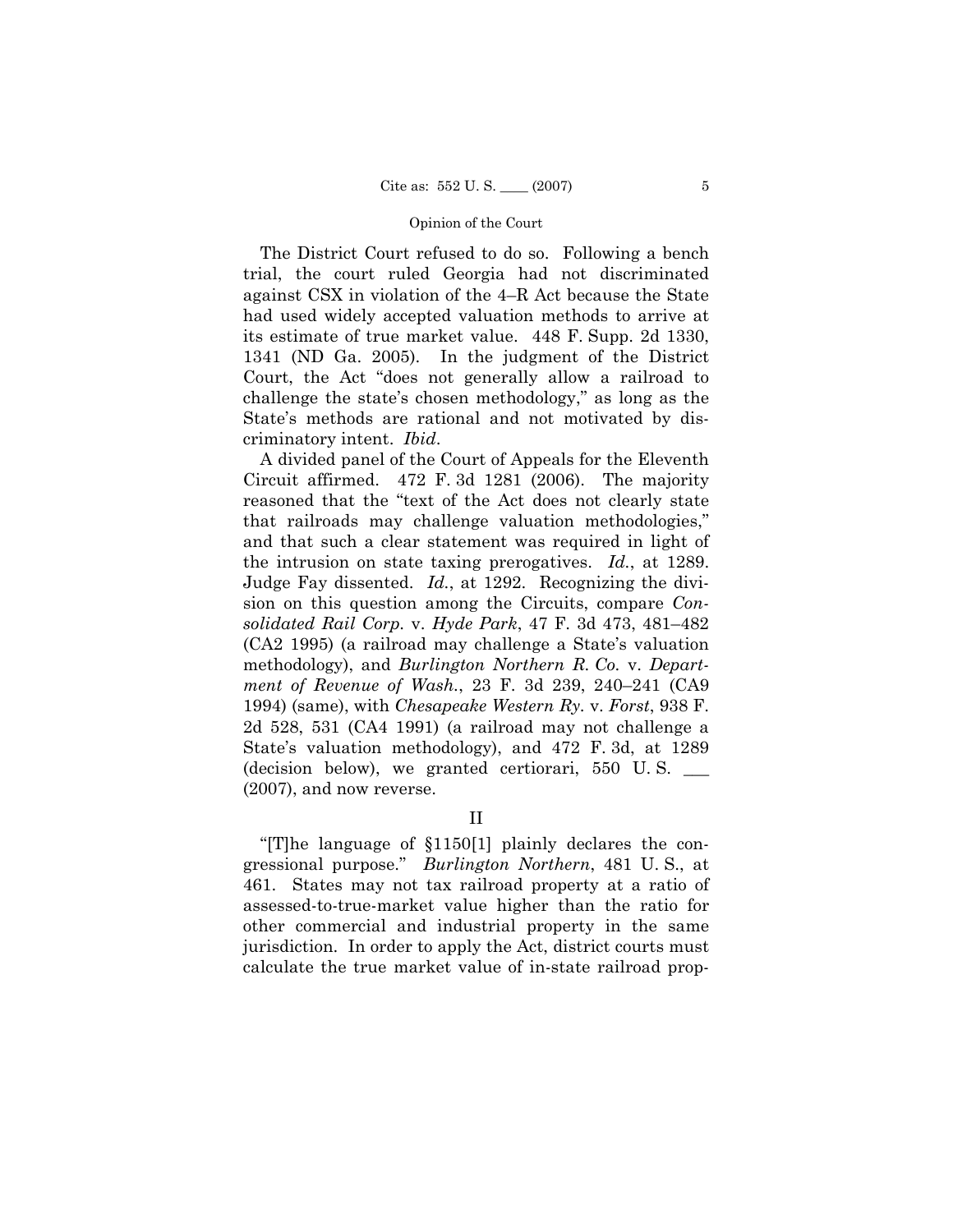The District Court refused to do so. Following a bench trial, the court ruled Georgia had not discriminated against CSX in violation of the 4–R Act because the State had used widely accepted valuation methods to arrive at its estimate of true market value. 448 F. Supp. 2d 1330, 1341 (ND Ga. 2005). In the judgment of the District Court, the Act "does not generally allow a railroad to challenge the state's chosen methodology," as long as the State's methods are rational and not motivated by discriminatory intent. *Ibid*.

A divided panel of the Court of Appeals for the Eleventh Circuit affirmed. 472 F. 3d 1281 (2006). The majority reasoned that the "text of the Act does not clearly state that railroads may challenge valuation methodologies," and that such a clear statement was required in light of the intrusion on state taxing prerogatives. *Id.*, at 1289. Judge Fay dissented. *Id.*, at 1292. Recognizing the division on this question among the Circuits, compare *Consolidated Rail Corp.* v. *Hyde Park*, 47 F. 3d 473, 481–482 (CA2 1995) (a railroad may challenge a State's valuation methodology), and *Burlington Northern R. Co.* v. *Department of Revenue of Wash.*, 23 F. 3d 239, 240–241 (CA9 1994) (same), with *Chesapeake Western Ry.* v. *Forst*, 938 F. 2d 528, 531 (CA4 1991) (a railroad may not challenge a State's valuation methodology), and 472 F. 3d, at 1289 (decision below), we granted certiorari, 550 U. S. \_\_\_ (2007), and now reverse.

## II

"[T]he language of §1150[1] plainly declares the congressional purpose." *Burlington Northern*, 481 U. S., at 461. States may not tax railroad property at a ratio of assessed-to-true-market value higher than the ratio for other commercial and industrial property in the same jurisdiction. In order to apply the Act, district courts must calculate the true market value of in-state railroad prop-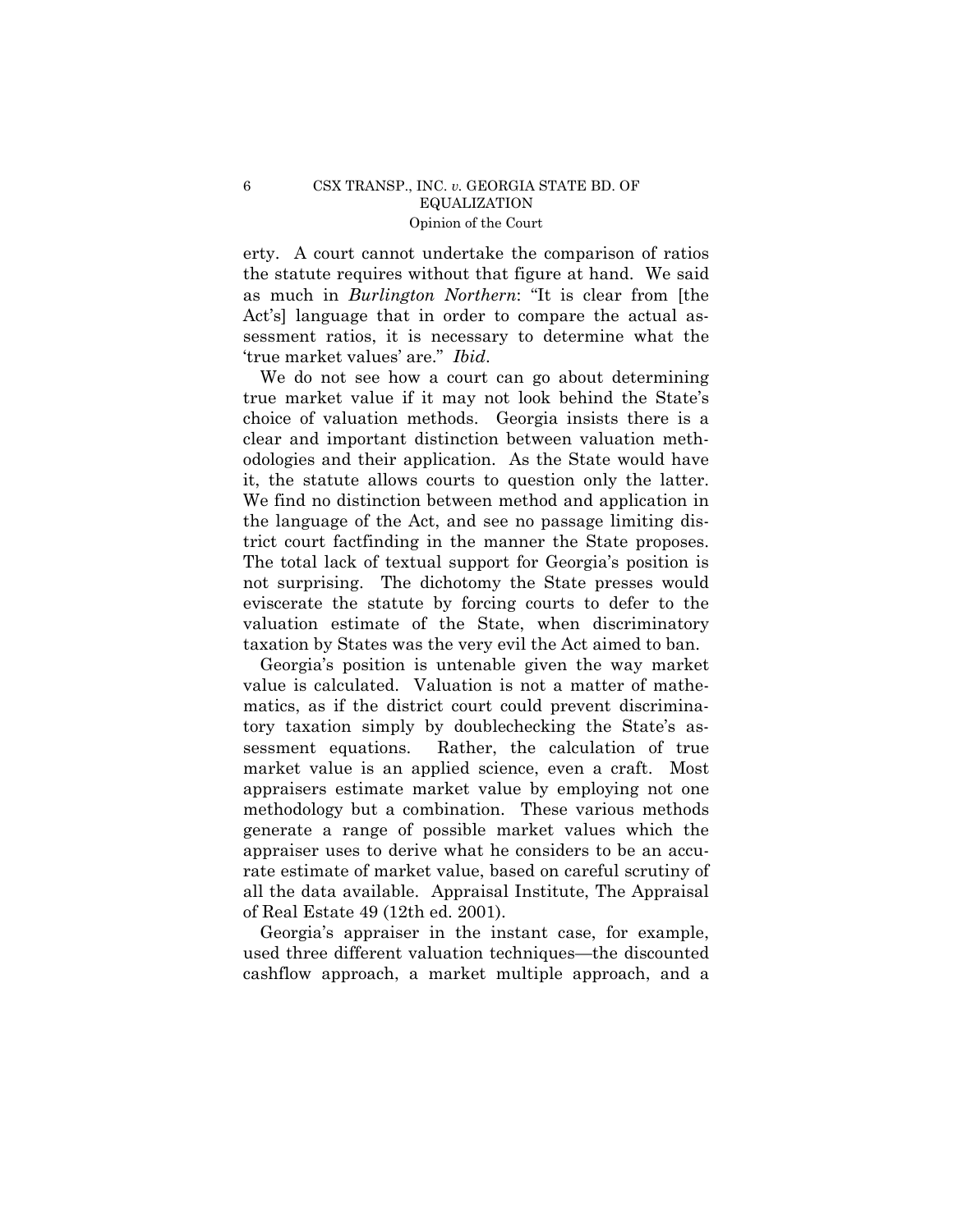erty. A court cannot undertake the comparison of ratios the statute requires without that figure at hand. We said as much in *Burlington Northern*: "It is clear from [the Act's] language that in order to compare the actual assessment ratios, it is necessary to determine what the 'true market values' are." *Ibid*.

We do not see how a court can go about determining true market value if it may not look behind the State's choice of valuation methods. Georgia insists there is a clear and important distinction between valuation methodologies and their application. As the State would have it, the statute allows courts to question only the latter. We find no distinction between method and application in the language of the Act, and see no passage limiting district court factfinding in the manner the State proposes. The total lack of textual support for Georgia's position is not surprising. The dichotomy the State presses would eviscerate the statute by forcing courts to defer to the valuation estimate of the State, when discriminatory taxation by States was the very evil the Act aimed to ban.

Georgia's position is untenable given the way market value is calculated. Valuation is not a matter of mathematics, as if the district court could prevent discriminatory taxation simply by doublechecking the State's assessment equations. Rather, the calculation of true market value is an applied science, even a craft. Most appraisers estimate market value by employing not one methodology but a combination. These various methods generate a range of possible market values which the appraiser uses to derive what he considers to be an accurate estimate of market value, based on careful scrutiny of all the data available. Appraisal Institute, The Appraisal of Real Estate 49 (12th ed. 2001).

Georgia's appraiser in the instant case, for example, used three different valuation techniques—the discounted cashflow approach, a market multiple approach, and a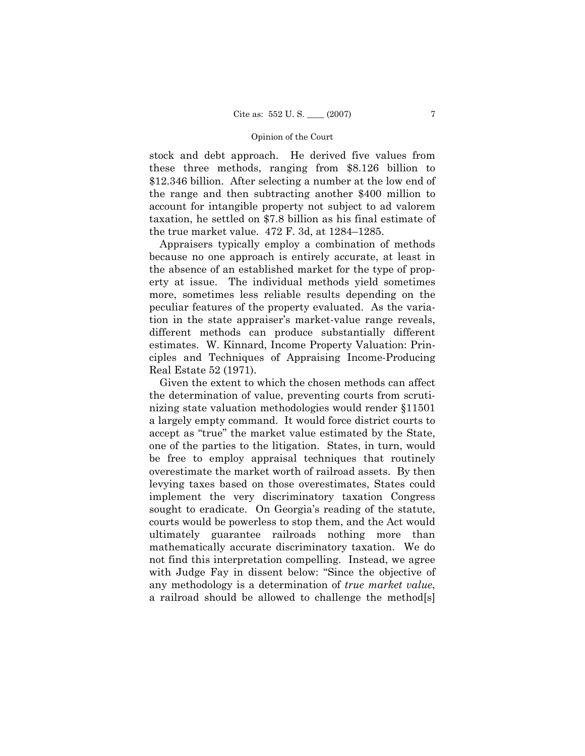stock and debt approach. He derived five values from these three methods, ranging from $8.126 billion to $12.346 billion. After selecting a number at the low end of the range and then subtracting another $400 million to account for intangible property not subject to ad valorem taxation, he settled on $7.8 billion as his final estimate of the true market value. 472 F. 3d, at 1284–1285.

Appraisers typically employ a combination of methods because no one approach is entirely accurate, at least in the absence of an established market for the type of property at issue. The individual methods yield sometimes more, sometimes less reliable results depending on the peculiar features of the property evaluated. As the variation in the state appraiser's market-value range reveals, different methods can produce substantially different estimates. W. Kinnard, Income Property Valuation: Principles and Techniques of Appraising Income-Producing Real Estate 52 (1971).

Given the extent to which the chosen methods can affect the determination of value, preventing courts from scrutinizing state valuation methodologies would render §11501 a largely empty command. It would force district courts to accept as "true" the market value estimated by the State, one of the parties to the litigation. States, in turn, would be free to employ appraisal techniques that routinely overestimate the market worth of railroad assets. By then levying taxes based on those overestimates, States could implement the very discriminatory taxation Congress sought to eradicate. On Georgia's reading of the statute, courts would be powerless to stop them, and the Act would ultimately guarantee railroads nothing more than mathematically accurate discriminatory taxation. We do not find this interpretation compelling. Instead, we agree with Judge Fay in dissent below: "Since the objective of any methodology is a determination of *true market value*, a railroad should be allowed to challenge the method[s]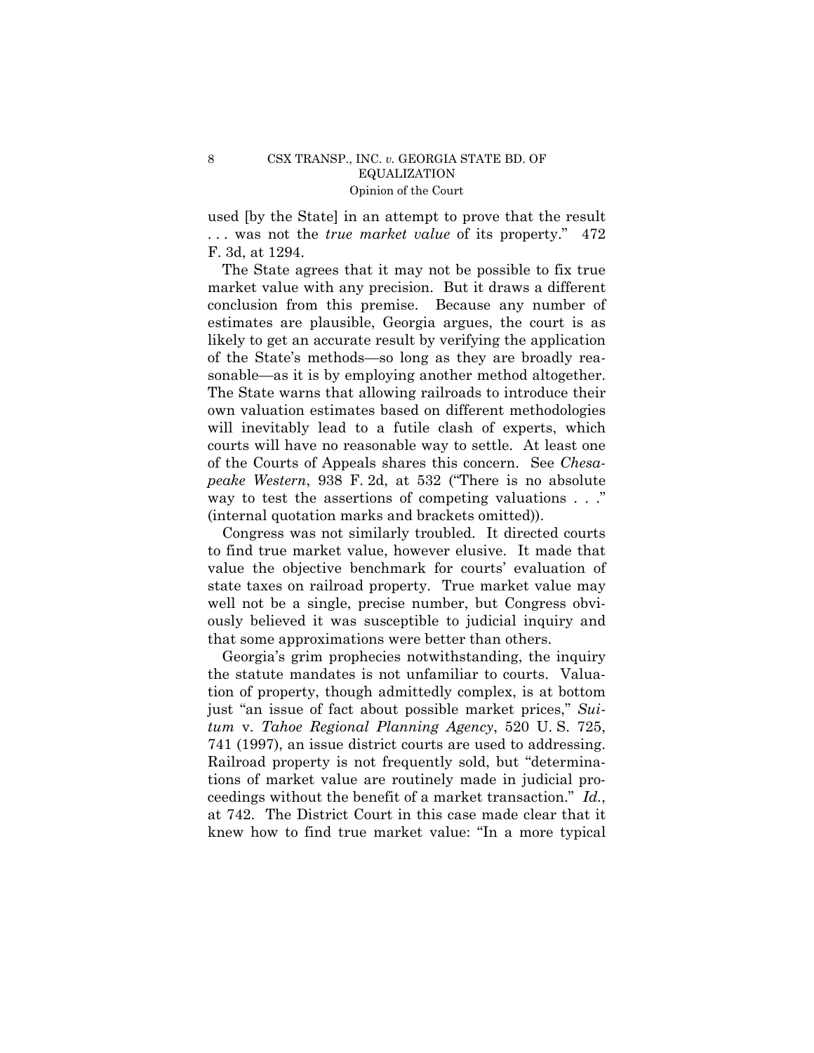used [by the State] in an attempt to prove that the result . . . was not the *true market value* of its property." 472 F. 3d, at 1294.

The State agrees that it may not be possible to fix true market value with any precision. But it draws a different conclusion from this premise. Because any number of estimates are plausible, Georgia argues, the court is as likely to get an accurate result by verifying the application of the State's methods—so long as they are broadly reasonable—as it is by employing another method altogether. The State warns that allowing railroads to introduce their own valuation estimates based on different methodologies will inevitably lead to a futile clash of experts, which courts will have no reasonable way to settle. At least one of the Courts of Appeals shares this concern. See *Chesapeake Western*, 938 F. 2d, at 532 ("There is no absolute way to test the assertions of competing valuations . . ." (internal quotation marks and brackets omitted)).

Congress was not similarly troubled. It directed courts to find true market value, however elusive. It made that value the objective benchmark for courts' evaluation of state taxes on railroad property. True market value may well not be a single, precise number, but Congress obviously believed it was susceptible to judicial inquiry and that some approximations were better than others.

Georgia's grim prophecies notwithstanding, the inquiry the statute mandates is not unfamiliar to courts. Valuation of property, though admittedly complex, is at bottom just "an issue of fact about possible market prices," *Suitum* v. *Tahoe Regional Planning Agency*, 520 U. S. 725, 741 (1997), an issue district courts are used to addressing. Railroad property is not frequently sold, but "determinations of market value are routinely made in judicial proceedings without the benefit of a market transaction." *Id.*, at 742. The District Court in this case made clear that it knew how to find true market value: "In a more typical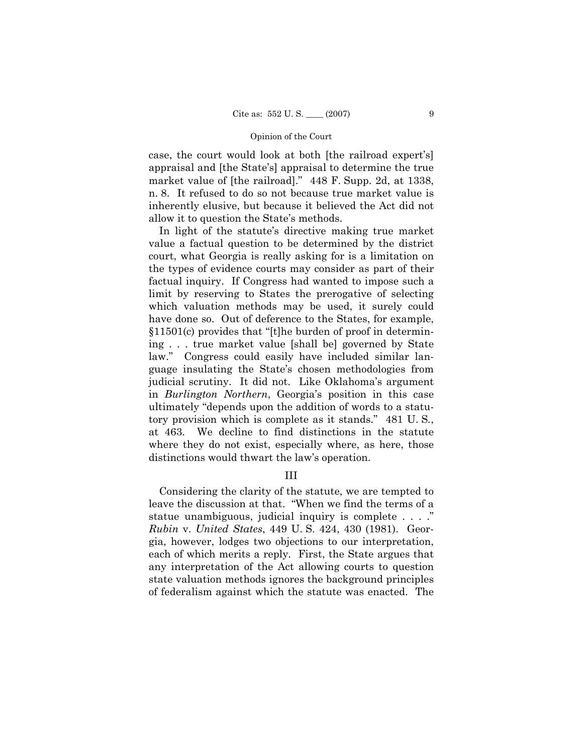case, the court would look at both [the railroad expert's] appraisal and [the State's] appraisal to determine the true market value of [the railroad]." 448 F. Supp. 2d, at 1338, n. 8. It refused to do so not because true market value is inherently elusive, but because it believed the Act did not allow it to question the State's methods.

In light of the statute's directive making true market value a factual question to be determined by the district court, what Georgia is really asking for is a limitation on the types of evidence courts may consider as part of their factual inquiry. If Congress had wanted to impose such a limit by reserving to States the prerogative of selecting which valuation methods may be used, it surely could have done so. Out of deference to the States, for example, §11501(c) provides that "[t]he burden of proof in determining . . . true market value [shall be] governed by State law." Congress could easily have included similar language insulating the State's chosen methodologies from judicial scrutiny. It did not. Like Oklahoma's argument in *Burlington Northern*, Georgia's position in this case ultimately "depends upon the addition of words to a statutory provision which is complete as it stands." 481 U. S., at 463. We decline to find distinctions in the statute where they do not exist, especially where, as here, those distinctions would thwart the law's operation.

## III

Considering the clarity of the statute, we are tempted to leave the discussion at that. "When we find the terms of a statue unambiguous, judicial inquiry is complete . . . ." *Rubin* v. *United States*, 449 U. S. 424, 430 (1981). Georgia, however, lodges two objections to our interpretation, each of which merits a reply. First, the State argues that any interpretation of the Act allowing courts to question state valuation methods ignores the background principles of federalism against which the statute was enacted. The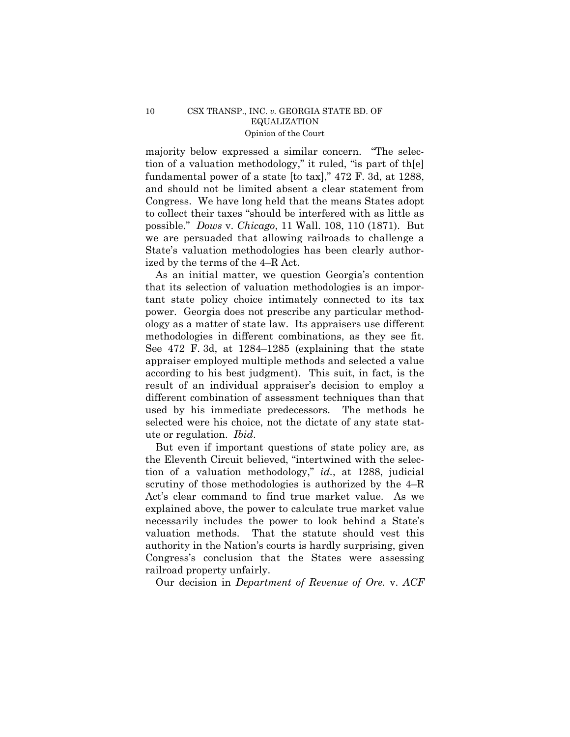majority below expressed a similar concern. "The selection of a valuation methodology," it ruled, "is part of th[e] fundamental power of a state [to tax]," 472 F. 3d, at 1288, and should not be limited absent a clear statement from Congress. We have long held that the means States adopt to collect their taxes "should be interfered with as little as possible." *Dows* v. *Chicago*, 11 Wall. 108, 110 (1871). But we are persuaded that allowing railroads to challenge a State's valuation methodologies has been clearly authorized by the terms of the 4–R Act.

As an initial matter, we question Georgia's contention that its selection of valuation methodologies is an important state policy choice intimately connected to its tax power. Georgia does not prescribe any particular methodology as a matter of state law. Its appraisers use different methodologies in different combinations, as they see fit. See 472 F. 3d, at 1284–1285 (explaining that the state appraiser employed multiple methods and selected a value according to his best judgment). This suit, in fact, is the result of an individual appraiser's decision to employ a different combination of assessment techniques than that used by his immediate predecessors. The methods he selected were his choice, not the dictate of any state statute or regulation. *Ibid*.

But even if important questions of state policy are, as the Eleventh Circuit believed, "intertwined with the selection of a valuation methodology," *id.*, at 1288, judicial scrutiny of those methodologies is authorized by the 4–R Act's clear command to find true market value. As we explained above, the power to calculate true market value necessarily includes the power to look behind a State's valuation methods. That the statute should vest this authority in the Nation's courts is hardly surprising, given Congress's conclusion that the States were assessing railroad property unfairly.

Our decision in *Department of Revenue of Ore.* v. *ACF*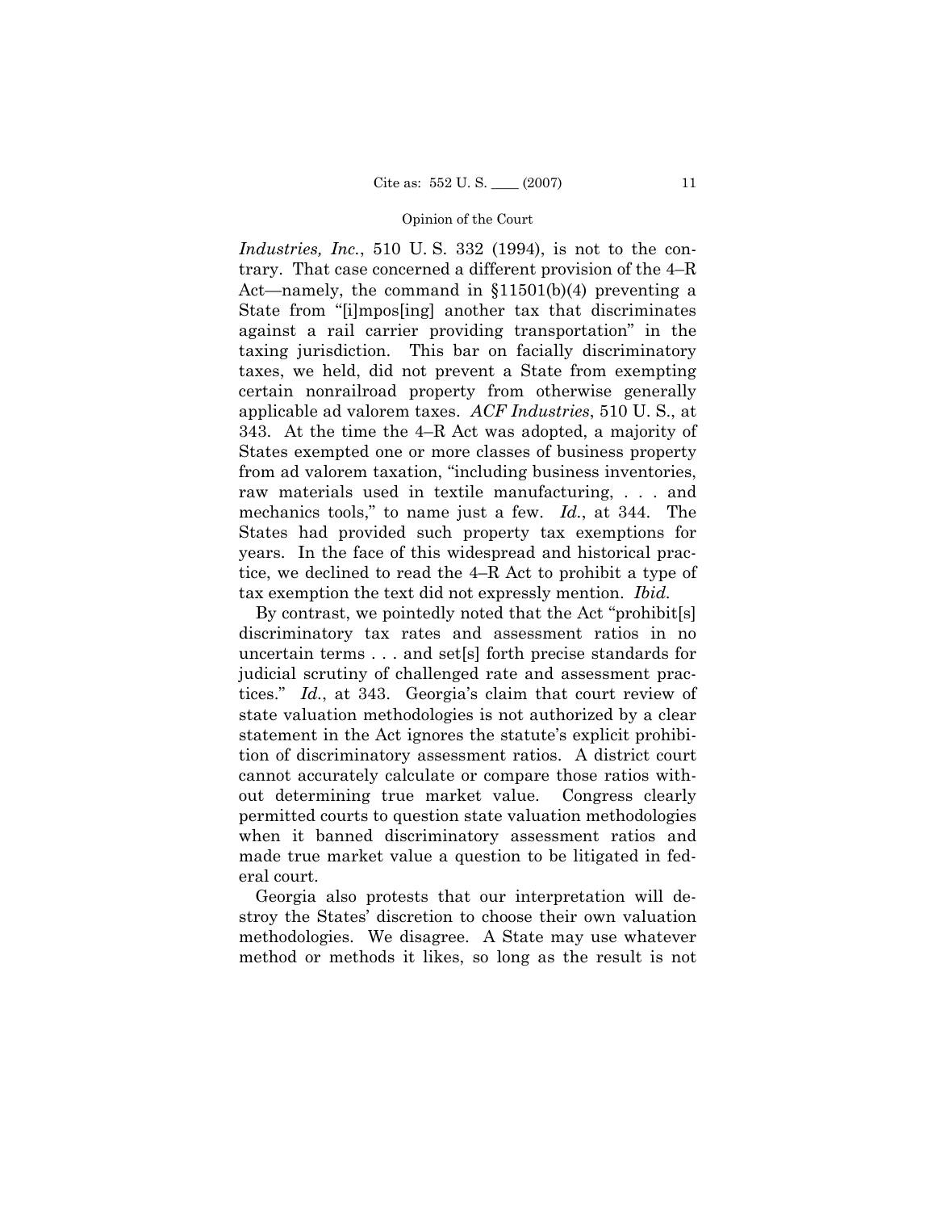*Industries, Inc.*, 510 U. S. 332 (1994), is not to the contrary. That case concerned a different provision of the 4–R Act—namely, the command in §11501(b)(4) preventing a State from "[i]mpos[ing] another tax that discriminates against a rail carrier providing transportation" in the taxing jurisdiction. This bar on facially discriminatory taxes, we held, did not prevent a State from exempting certain nonrailroad property from otherwise generally applicable ad valorem taxes. *ACF Industries*, 510 U. S., at 343. At the time the 4–R Act was adopted, a majority of States exempted one or more classes of business property from ad valorem taxation, "including business inventories, raw materials used in textile manufacturing, . . . and mechanics tools," to name just a few. *Id.*, at 344. The States had provided such property tax exemptions for years. In the face of this widespread and historical practice, we declined to read the 4–R Act to prohibit a type of tax exemption the text did not expressly mention. *Ibid.*

By contrast, we pointedly noted that the Act "prohibit[s] discriminatory tax rates and assessment ratios in no uncertain terms . . . and set[s] forth precise standards for judicial scrutiny of challenged rate and assessment practices." *Id.*, at 343. Georgia's claim that court review of state valuation methodologies is not authorized by a clear statement in the Act ignores the statute's explicit prohibition of discriminatory assessment ratios. A district court cannot accurately calculate or compare those ratios without determining true market value. Congress clearly permitted courts to question state valuation methodologies when it banned discriminatory assessment ratios and made true market value a question to be litigated in federal court.

Georgia also protests that our interpretation will destroy the States' discretion to choose their own valuation methodologies. We disagree. A State may use whatever method or methods it likes, so long as the result is not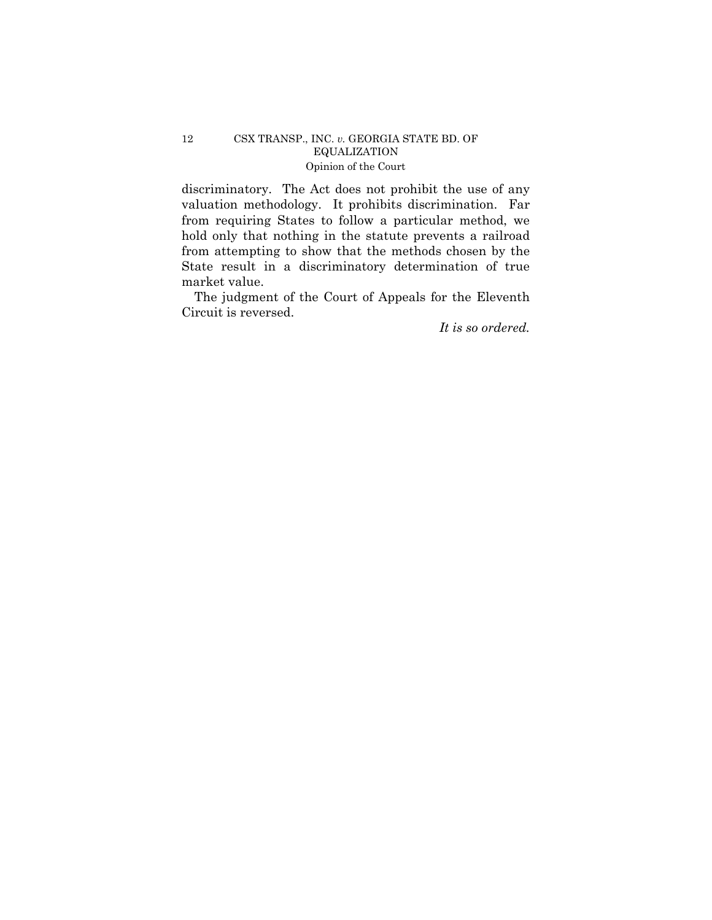discriminatory. The Act does not prohibit the use of any valuation methodology. It prohibits discrimination. Far from requiring States to follow a particular method, we hold only that nothing in the statute prevents a railroad from attempting to show that the methods chosen by the State result in a discriminatory determination of true market value.

The judgment of the Court of Appeals for the Eleventh Circuit is reversed.

*It is so ordered.*